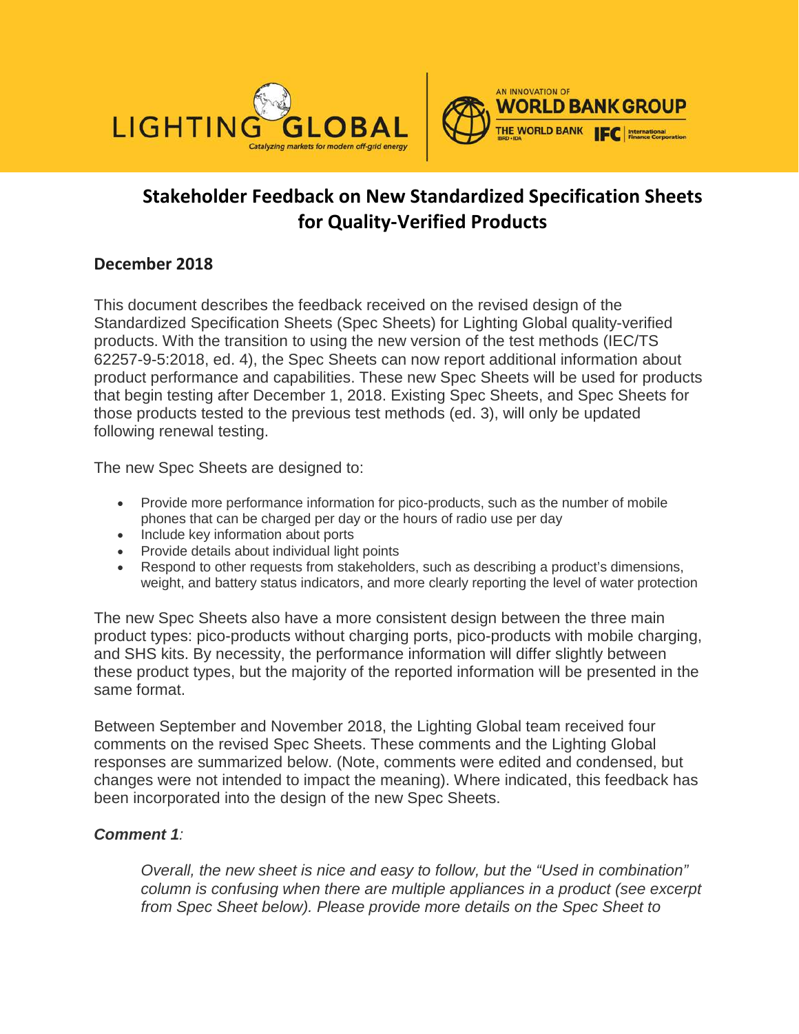# Stakeholder Feedback on New Standardized Specification Sheets for Quality-Verified Products

## December 2018

This document describes the feedback received on the revised design of the Standardized Specification Sheets (Spec Sheets) for Lighting Global quality-verified products. With the transition to using the new version of the test methods (IEC/TS 62257-9-5:2018, ed. 4), the Spec Sheets can now report additional information about product performance and capabilities. These new Spec Sheets will be used for products that begin testing after December 1, 2018. Existing Spec Sheets, and Spec Sheets for those products tested to the previous test methods (ed. 3), will only be updated following renewal testing.

The new Spec Sheets are designed to:

- Provide more performance information for pico-products, such as the number of mobile phones that can be charged per day or the hours of radio use per day
- Include key information about ports
- Provide details about individual light points
- Respond to other requests from stakeholders, such as describing a product's dimensions, weight, and battery status indicators, and more clearly reporting the level of water protection

The new Spec Sheets also have a more consistent design between the three main product types: pico-products without charging ports, pico-products with mobile charging, and SHS kits. By necessity, the performance information will differ slightly between these product types, but the majority of the reported information will be presented in the same format.

Between September and November 2018, the Lighting Global team received four comments on the revised Spec Sheets. These comments and the Lighting Global responses are summarized below. (Note, comments were edited and condensed, but changes were not intended to impact the meaning). Where indicated, this feedback has been incorporated into the design of the new Spec Sheets.

***Comment 1:***

> *Overall, the new sheet is nice and easy to follow, but the "Used in combination" column is confusing when there are multiple appliances in a product (see excerpt from Spec Sheet below). Please provide more details on the Spec Sheet to*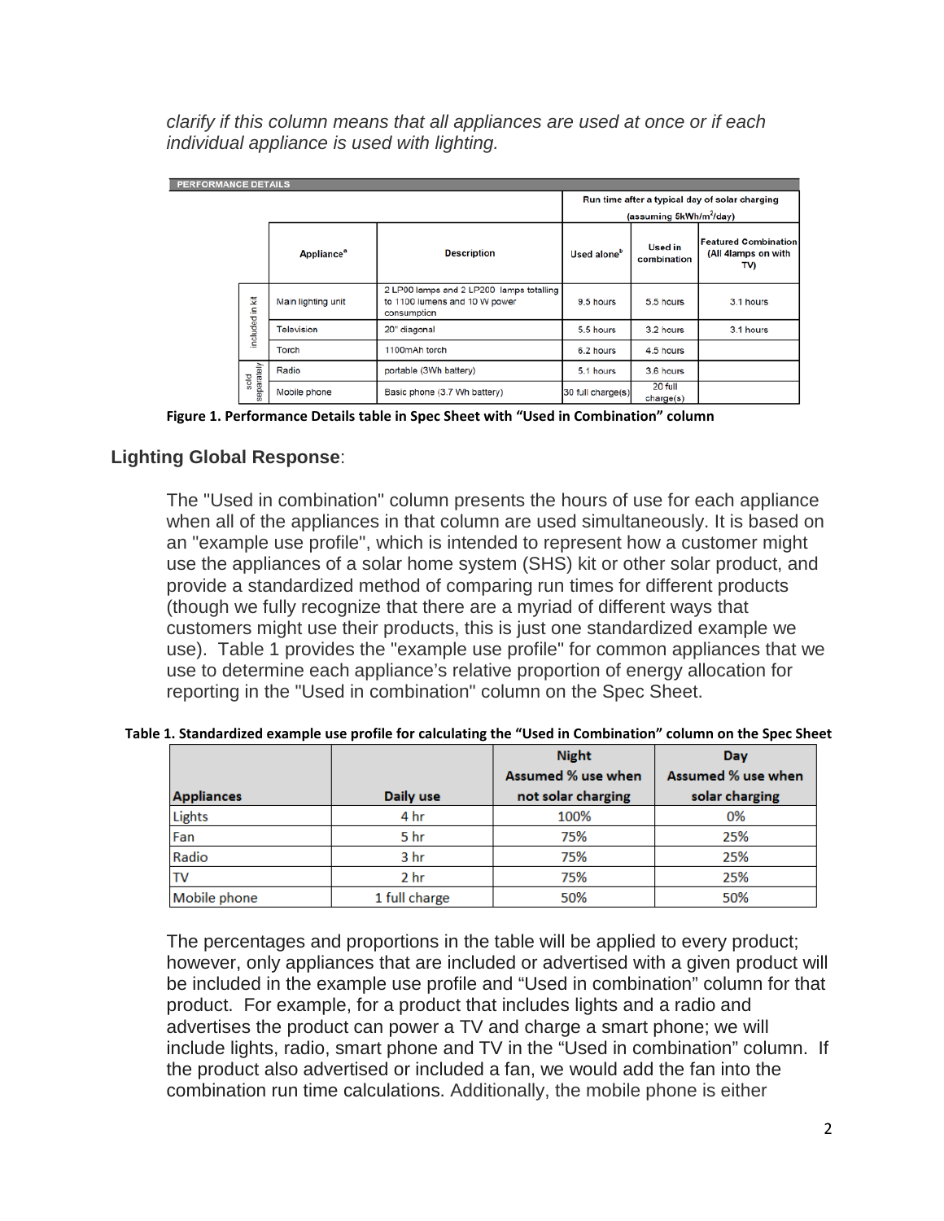*clarify if this column means that all appliances are used at once or if each individual appliance is used with lighting.*

| PERFORMANCE DETAILS | | | | | |
|---|---|---|---|---|---|
| | | | Run time after a typical day of solar charging (assuming 5kWh/m²/day) | | |
| | Appliance[a] | Description | Used alone[b] | Used in combination | Featured Combination (All 4lamps on with TV) |
| included in kit | Main lighting unit | 2 LP00 lamps and 2 LP200 lamps totalling to 1100 lumens and 10 W power consumption | 9.5 hours | 5.5 hours | 3.1 hours |
| included in kit | Television | 20" diagonal | 5.5 hours | 3.2 hours | 3.1 hours |
| included in kit | Torch | 1100mAh torch | 6.2 hours | 4.5 hours | |
| sold separately | Radio | portable (3Wh battery) | 5.1 hours | 3.6 hours | |
| sold separately | Mobile phone | Basic phone (3.7 Wh battery) | 30 full charge(s) | 20 full charge(s) | |

**Figure 1. Performance Details table in Spec Sheet with "Used in Combination" column**

## Lighting Global Response:

The "Used in combination" column presents the hours of use for each appliance when all of the appliances in that column are used simultaneously. It is based on an "example use profile", which is intended to represent how a customer might use the appliances of a solar home system (SHS) kit or other solar product, and provide a standardized method of comparing run times for different products (though we fully recognize that there are a myriad of different ways that customers might use their products, this is just one standardized example we use). Table 1 provides the "example use profile" for common appliances that we use to determine each appliance's relative proportion of energy allocation for reporting in the "Used in combination" column on the Spec Sheet.

**Table 1. Standardized example use profile for calculating the "Used in Combination" column on the Spec Sheet**

| Appliances | Daily use | Night Assumed % use when not solar charging | Day Assumed % use when solar charging |
|---|---|---|---|
| Lights | 4 hr | 100% | 0% |
| Fan | 5 hr | 75% | 25% |
| Radio | 3 hr | 75% | 25% |
| TV | 2 hr | 75% | 25% |
| Mobile phone | 1 full charge | 50% | 50% |

The percentages and proportions in the table will be applied to every product; however, only appliances that are included or advertised with a given product will be included in the example use profile and "Used in combination" column for that product. For example, for a product that includes lights and a radio and advertises the product can power a TV and charge a smart phone; we will include lights, radio, smart phone and TV in the "Used in combination" column. If the product also advertised or included a fan, we would add the fan into the combination run time calculations. Additionally, the mobile phone is either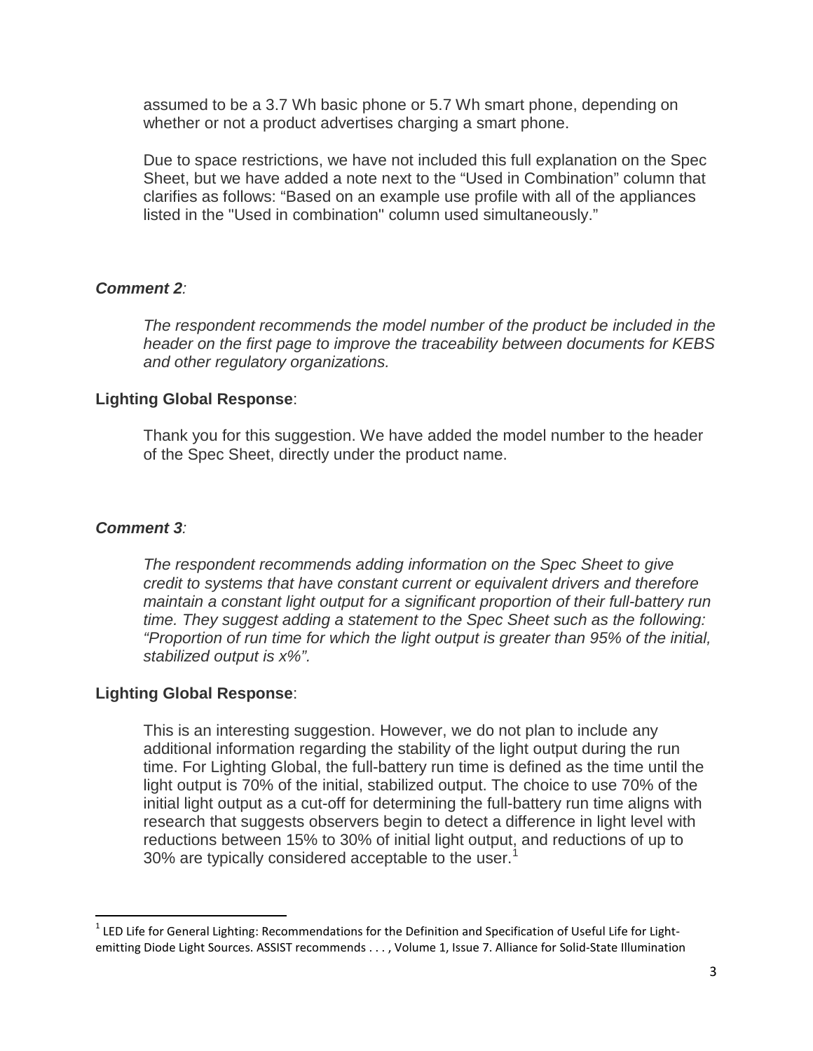assumed to be a 3.7 Wh basic phone or 5.7 Wh smart phone, depending on whether or not a product advertises charging a smart phone.

Due to space restrictions, we have not included this full explanation on the Spec Sheet, but we have added a note next to the "Used in Combination" column that clarifies as follows: "Based on an example use profile with all of the appliances listed in the "Used in combination" column used simultaneously."

***Comment 2****:*

*The respondent recommends the model number of the product be included in the header on the first page to improve the traceability between documents for KEBS and other regulatory organizations.*

**Lighting Global Response**:

Thank you for this suggestion. We have added the model number to the header of the Spec Sheet, directly under the product name.

***Comment 3****:*

*The respondent recommends adding information on the Spec Sheet to give credit to systems that have constant current or equivalent drivers and therefore maintain a constant light output for a significant proportion of their full-battery run time. They suggest adding a statement to the Spec Sheet such as the following: "Proportion of run time for which the light output is greater than 95% of the initial, stabilized output is x%".*

**Lighting Global Response**:

This is an interesting suggestion. However, we do not plan to include any additional information regarding the stability of the light output during the run time. For Lighting Global, the full-battery run time is defined as the time until the light output is 70% of the initial, stabilized output. The choice to use 70% of the initial light output as a cut-off for determining the full-battery run time aligns with research that suggests observers begin to detect a difference in light level with reductions between 15% to 30% of initial light output, and reductions of up to 30% are typically considered acceptable to the user.[1]

[1] LED Life for General Lighting: Recommendations for the Definition and Specification of Useful Life for Light-emitting Diode Light Sources. ASSIST recommends . . . , Volume 1, Issue 7. Alliance for Solid-State Illumination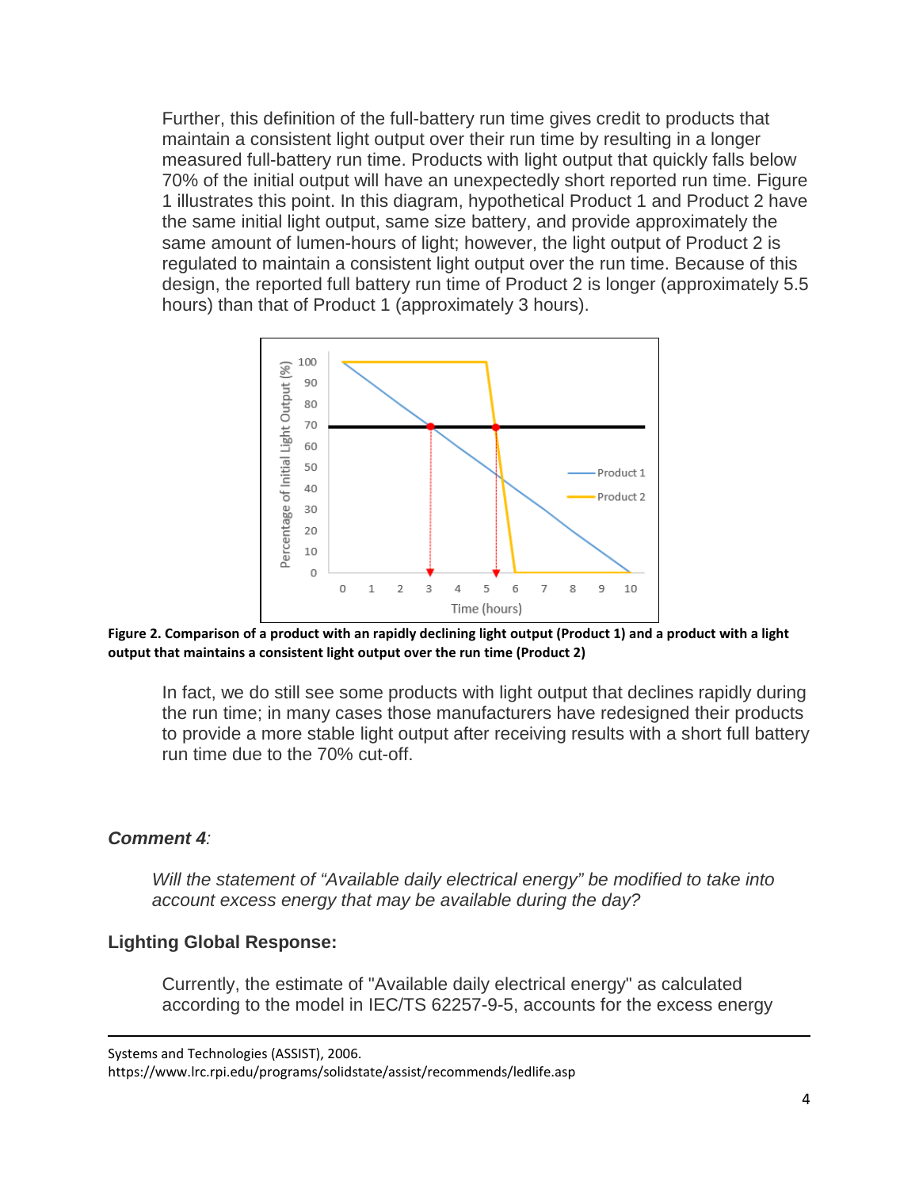Further, this definition of the full-battery run time gives credit to products that maintain a consistent light output over their run time by resulting in a longer measured full-battery run time. Products with light output that quickly falls below 70% of the initial output will have an unexpectedly short reported run time. Figure 1 illustrates this point. In this diagram, hypothetical Product 1 and Product 2 have the same initial light output, same size battery, and provide approximately the same amount of lumen-hours of light; however, the light output of Product 2 is regulated to maintain a consistent light output over the run time. Because of this design, the reported full battery run time of Product 2 is longer (approximately 5.5 hours) than that of Product 1 (approximately 3 hours).

**Figure 2. Comparison of a product with an rapidly declining light output (Product 1) and a product with a light output that maintains a consistent light output over the run time (Product 2)**

In fact, we do still see some products with light output that declines rapidly during the run time; in many cases those manufacturers have redesigned their products to provide a more stable light output after receiving results with a short full battery run time due to the 70% cut-off.

### *Comment 4:*

*Will the statement of "Available daily electrical energy" be modified to take into account excess energy that may be available during the day?*

### Lighting Global Response:

Currently, the estimate of "Available daily electrical energy" as calculated according to the model in IEC/TS 62257-9-5, accounts for the excess energy

---

Systems and Technologies (ASSIST), 2006.
https://www.lrc.rpi.edu/programs/solidstate/assist/recommends/ledlife.asp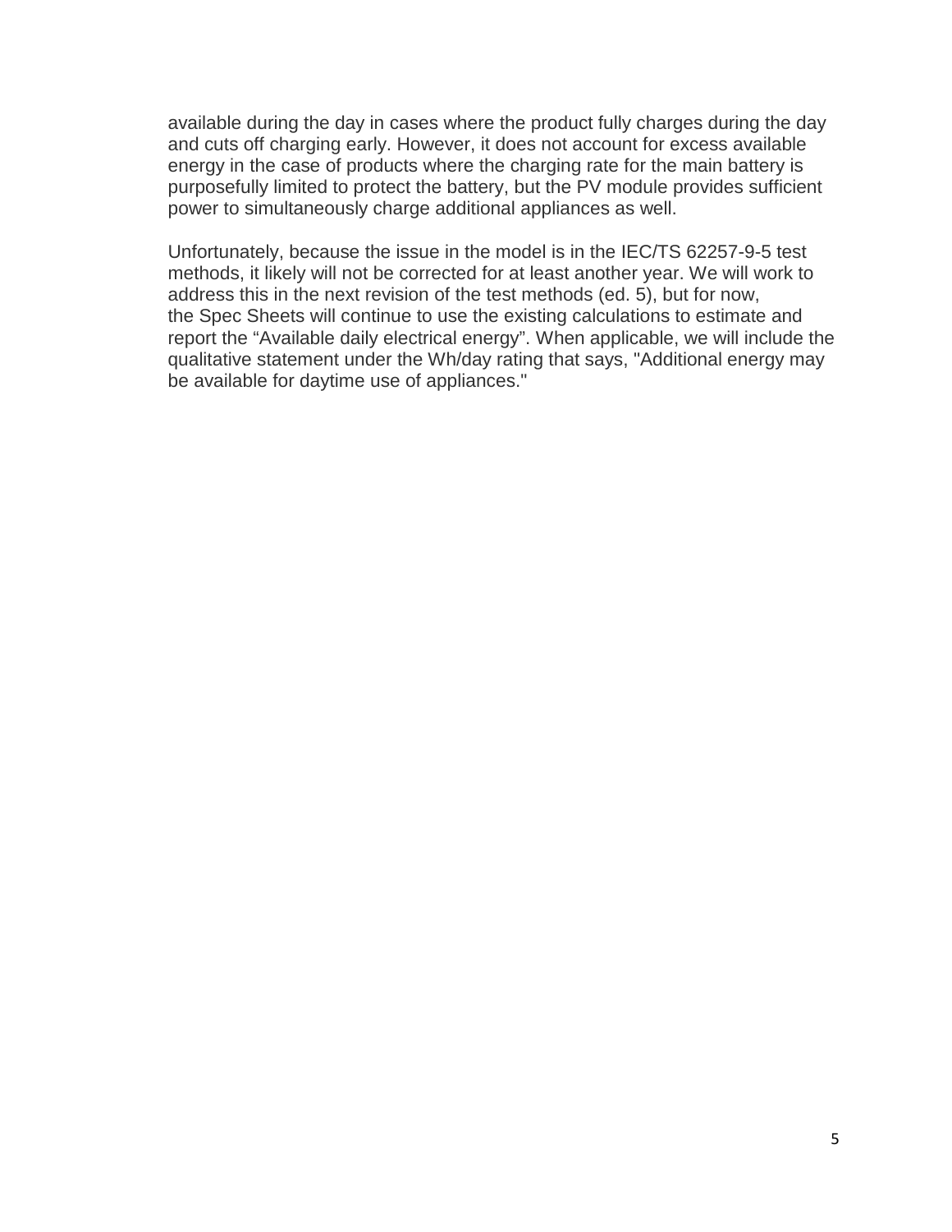available during the day in cases where the product fully charges during the day and cuts off charging early. However, it does not account for excess available energy in the case of products where the charging rate for the main battery is purposefully limited to protect the battery, but the PV module provides sufficient power to simultaneously charge additional appliances as well.

Unfortunately, because the issue in the model is in the IEC/TS 62257-9-5 test methods, it likely will not be corrected for at least another year. We will work to address this in the next revision of the test methods (ed. 5), but for now, the Spec Sheets will continue to use the existing calculations to estimate and report the “Available daily electrical energy”. When applicable, we will include the qualitative statement under the Wh/day rating that says, "Additional energy may be available for daytime use of appliances."